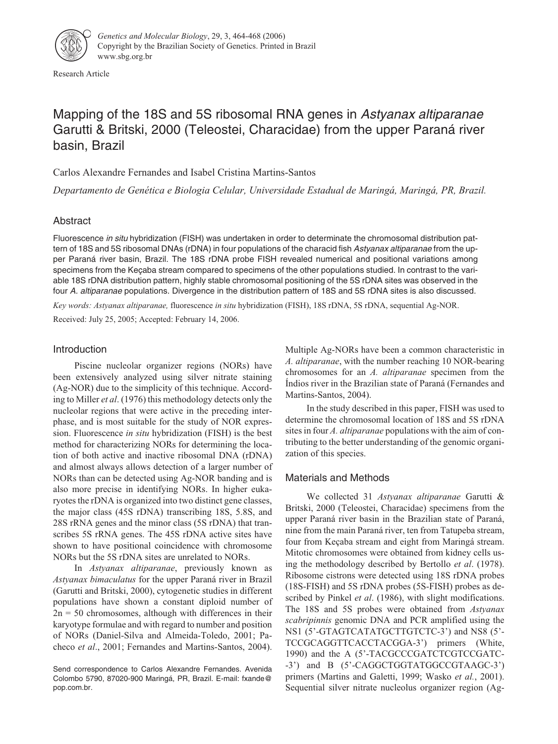Research Article

# Mapping of the 18S and 5S ribosomal RNA genes in *Astyanax altiparanae* Garutti & Britski, 2000 (Teleostei, Characidae) from the upper Paraná river basin, Brazil

Carlos Alexandre Fernandes and Isabel Cristina Martins-Santos

*Departamento de Genética e Biologia Celular, Universidade Estadual de Maringá, Maringá, PR, Brazil.*

## Abstract

Fluorescence *in situ* hybridization (FISH) was undertaken in order to determinate the chromosomal distribution pattern of 18S and 5S ribosomal DNAs (rDNA) in four populations of the characid fish *Astyanax altiparanae* from the upper Paraná river basin, Brazil. The 18S rDNA probe FISH revealed numerical and positional variations among specimens from the Keçaba stream compared to specimens of the other populations studied. In contrast to the variable 18S rDNA distribution pattern, highly stable chromosomal positioning of the 5S rDNA sites was observed in the four *A. altiparanae* populations. Divergence in the distribution pattern of 18S and 5S rDNA sites is also discussed.

*Key words: Astyanax altiparanae,* fluorescence *in situ* hybridization (FISH), 18S rDNA, 5S rDNA, sequential Ag-NOR.

Received: July 25, 2005; Accepted: February 14, 2006.

## Introduction

Piscine nucleolar organizer regions (NORs) have been extensively analyzed using silver nitrate staining (Ag-NOR) due to the simplicity of this technique. According to Miller *et al*. (1976) this methodology detects only the nucleolar regions that were active in the preceding interphase, and is most suitable for the study of NOR expression. Fluorescence *in situ* hybridization (FISH) is the best method for characterizing NORs for determining the location of both active and inactive ribosomal DNA (rDNA) and almost always allows detection of a larger number of NORs than can be detected using Ag-NOR banding and is also more precise in identifying NORs. In higher eukaryotes the rDNA is organized into two distinct gene classes, the major class (45S rDNA) transcribing 18S, 5.8S, and 28S rRNA genes and the minor class (5S rDNA) that transcribes 5S rRNA genes. The 45S rDNA active sites have shown to have positional coincidence with chromosome NORs but the 5S rDNA sites are unrelated to NORs.

In *Astyanax altiparanae*, previously known as *Astyanax bimaculatus* for the upper Paraná river in Brazil (Garutti and Britski, 2000), cytogenetic studies in different populations have shown a constant diploid number of 2n = 50 chromosomes, although with differences in their karyotype formulae and with regard to number and position of NORs (Daniel-Silva and Almeida-Toledo, 2001; Pacheco *et al*., 2001; Fernandes and Martins-Santos, 2004). Multiple Ag-NORs have been a common characteristic in *A. altiparanae*, with the number reaching 10 NOR-bearing chromosomes for an *A. altiparanae* specimen from the Índios river in the Brazilian state of Paraná (Fernandes and Martins-Santos, 2004).

In the study described in this paper, FISH was used to determine the chromosomal location of 18S and 5S rDNA sites in four *A. altiparanae* populations with the aim of contributing to the better understanding of the genomic organization of this species.

## Materials and Methods

We collected 31 *Astyanax altiparanae* Garutti & Britski, 2000 (Teleostei, Characidae) specimens from the upper Paraná river basin in the Brazilian state of Paraná, nine from the main Paraná river, ten from Tatupeba stream, four from Keçaba stream and eight from Maringá stream. Mitotic chromosomes were obtained from kidney cells using the methodology described by Bertollo *et al*. (1978). Ribosome cistrons were detected using 18S rDNA probes (18S-FISH) and 5S rDNA probes (5S-FISH) probes as described by Pinkel *et al*. (1986), with slight modifications. The 18S and 5S probes were obtained from *Astyanax scabripinnis* genomic DNA and PCR amplified using the NS1 (5'-GTAGTCATATGCTTGTCTC-3') and NS8 (5'-TCCGCAGGTTCACCTACGGA-3') primers (White, 1990) and the A (5'-TACGCCCGATCTCGTCCGATC-3') and B (5'-CAGGCTGGTATGGCCGTAAGC-3') primers (Martins and Galetti, 1999; Wasko *et al*., 2001). Sequential silver nitrate nucleolus organizer region (Ag-

Send correspondence to Carlos Alexandre Fernandes. Avenida Colombo 5790, 87020-900 Maringá, PR, Brazil. E-mail: fxande@pop.com.br.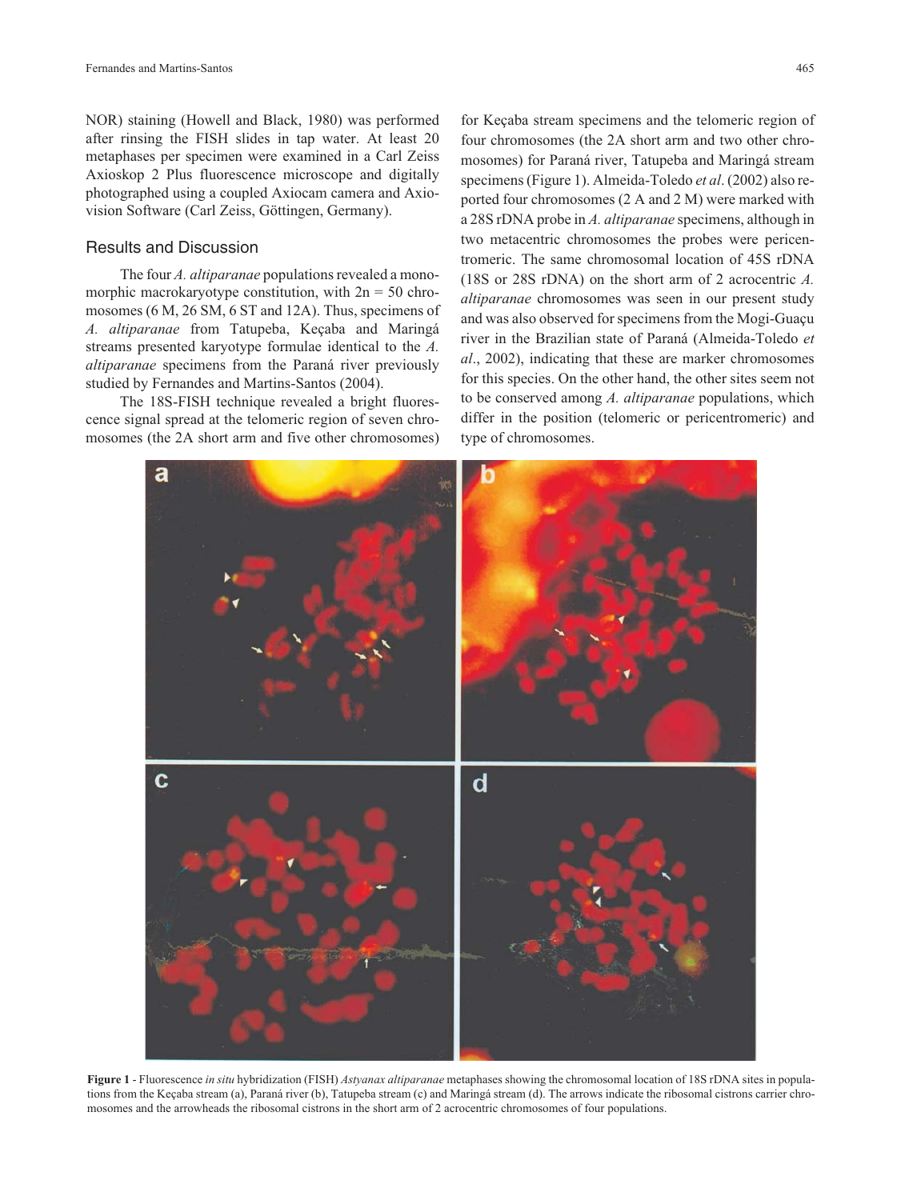NOR) staining (Howell and Black, 1980) was performed after rinsing the FISH slides in tap water. At least 20 metaphases per specimen were examined in a Carl Zeiss Axioskop 2 Plus fluorescence microscope and digitally photographed using a coupled Axiocam camera and Axiovision Software (Carl Zeiss, Göttingen, Germany).

## Results and Discussion

The four *A. altiparanae* populations revealed a monomorphic macrokaryotype constitution, with 2n = 50 chromosomes (6 M, 26 SM, 6 ST and 12A). Thus, specimens of *A. altiparanae* from Tatupeba, Keçaba and Maringá streams presented karyotype formulae identical to the *A. altiparanae* specimens from the Paraná river previously studied by Fernandes and Martins-Santos (2004).

The 18S-FISH technique revealed a bright fluorescence signal spread at the telomeric region of seven chromosomes (the 2A short arm and five other chromosomes) for Keçaba stream specimens and the telomeric region of four chromosomes (the 2A short arm and two other chromosomes) for Paraná river, Tatupeba and Maringá stream specimens (Figure 1). Almeida-Toledo *et al*. (2002) also reported four chromosomes (2 A and 2 M) were marked with a 28S rDNA probe in *A. altiparanae* specimens, although in two metacentric chromosomes the probes were pericentromeric. The same chromosomal location of 45S rDNA (18S or 28S rDNA) on the short arm of 2 acrocentric *A. altiparanae* chromosomes was seen in our present study and was also observed for specimens from the Mogi-Guaçu river in the Brazilian state of Paraná (Almeida-Toledo *et al*., 2002), indicating that these are marker chromosomes for this species. On the other hand, the other sites seem not to be conserved among *A. altiparanae* populations, which differ in the position (telomeric or pericentromeric) and type of chromosomes.

**Figure 1** - Fluorescence *in situ* hybridization (FISH) *Astyanax altiparanae* metaphases showing the chromosomal location of 18S rDNA sites in populations from the Keçaba stream (a), Paraná river (b), Tatupeba stream (c) and Maringá stream (d). The arrows indicate the ribosomal cistrons carrier chromosomes and the arrowheads the ribosomal cistrons in the short arm of 2 acrocentric chromosomes of four populations.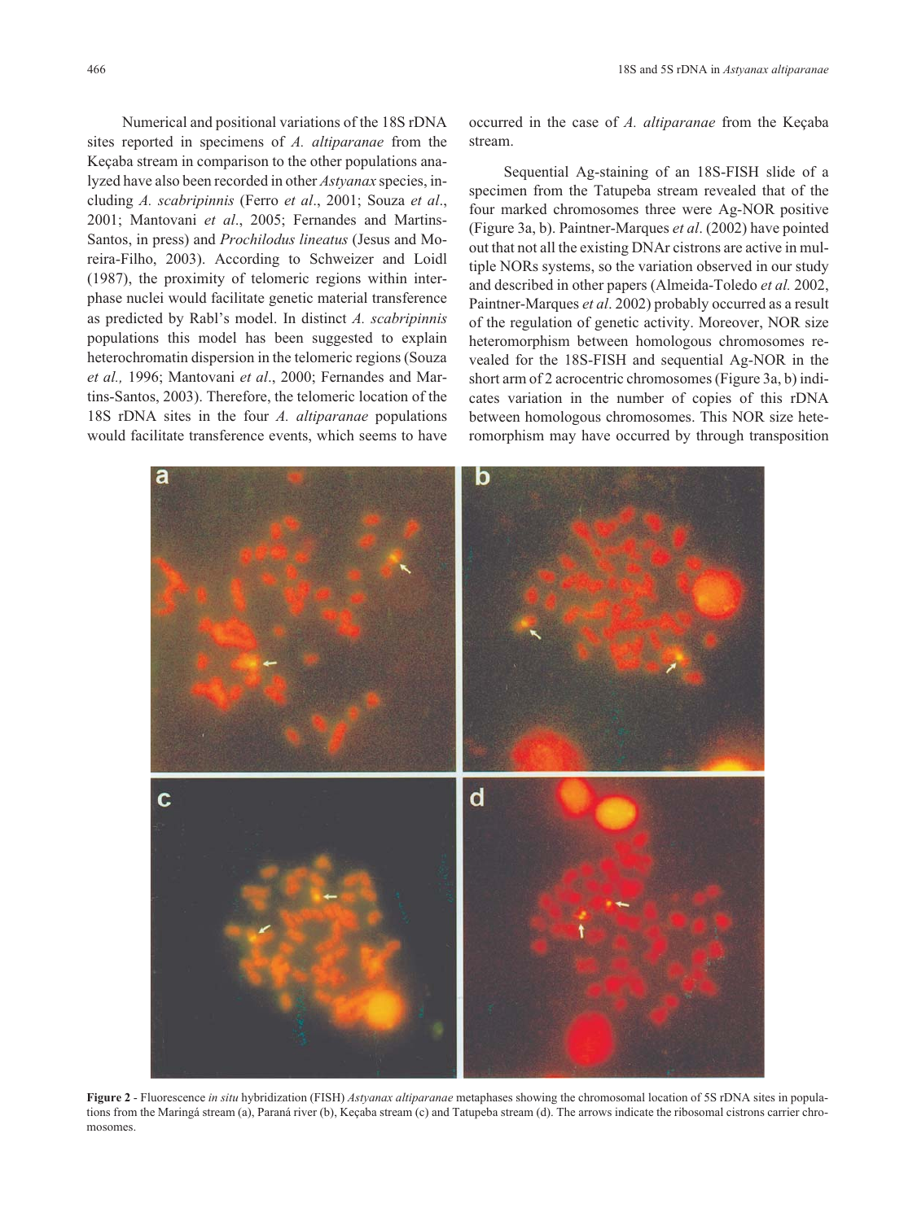Numerical and positional variations of the 18S rDNA sites reported in specimens of *A. altiparanae* from the Keçaba stream in comparison to the other populations analyzed have also been recorded in other *Astyanax* species, including *A. scabripinnis* (Ferro *et al*., 2001; Souza *et al*., 2001; Mantovani *et al*., 2005; Fernandes and Martins-Santos, in press) and *Prochilodus lineatus* (Jesus and Moreira-Filho, 2003). According to Schweizer and Loidl (1987), the proximity of telomeric regions within interphase nuclei would facilitate genetic material transference as predicted by Rabl's model. In distinct *A. scabripinnis* populations this model has been suggested to explain heterochromatin dispersion in the telomeric regions (Souza *et al.,* 1996; Mantovani *et al*., 2000; Fernandes and Martins-Santos, 2003). Therefore, the telomeric location of the 18S rDNA sites in the four *A. altiparanae* populations would facilitate transference events, which seems to have occurred in the case of *A. altiparanae* from the Keçaba stream.

Sequential Ag-staining of an 18S-FISH slide of a specimen from the Tatupeba stream revealed that of the four marked chromosomes three were Ag-NOR positive (Figure 3a, b). Paintner-Marques *et al*. (2002) have pointed out that not all the existing DNAr cistrons are active in multiple NORs systems, so the variation observed in our study and described in other papers (Almeida-Toledo *et al.* 2002, Paintner-Marques *et al*. 2002) probably occurred as a result of the regulation of genetic activity. Moreover, NOR size heteromorphism between homologous chromosomes revealed for the 18S-FISH and sequential Ag-NOR in the short arm of 2 acrocentric chromosomes (Figure 3a, b) indicates variation in the number of copies of this rDNA between homologous chromosomes. This NOR size heteromorphism may have occurred by through transposition

**Figure 2** - Fluorescence *in situ* hybridization (FISH) *Astyanax altiparanae* metaphases showing the chromosomal location of 5S rDNA sites in populations from the Maringá stream (a), Paraná river (b), Keçaba stream (c) and Tatupeba stream (d). The arrows indicate the ribosomal cistrons carrier chromosomes.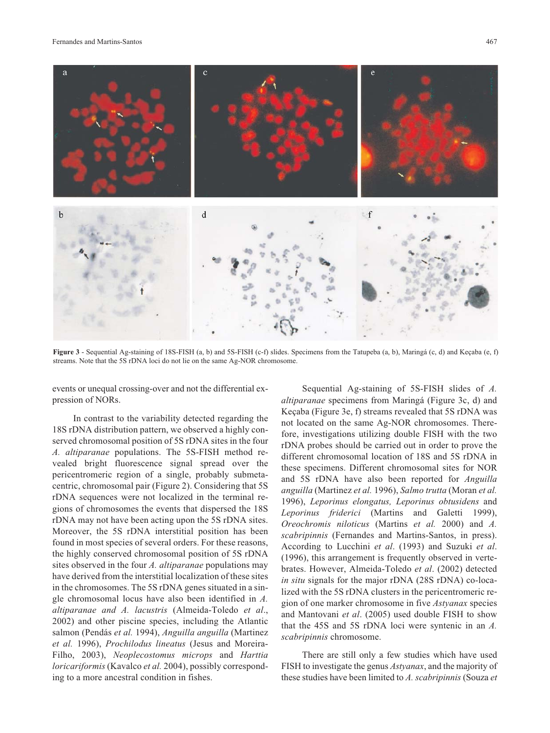**Figure 3** - Sequential Ag-staining of 18S-FISH (a, b) and 5S-FISH (c-f) slides. Specimens from the Tatupeba (a, b), Maringá (c, d) and Keçaba (e, f) streams. Note that the 5S rDNA loci do not lie on the same Ag-NOR chromosome.

events or unequal crossing-over and not the differential expression of NORs.

In contrast to the variability detected regarding the 18S rDNA distribution pattern, we observed a highly conserved chromosomal position of 5S rDNA sites in the four *A. altiparanae* populations. The 5S-FISH method revealed bright fluorescence signal spread over the pericentromeric region of a single, probably submetacentric, chromosomal pair (Figure 2). Considering that 5S rDNA sequences were not localized in the terminal regions of chromosomes the events that dispersed the 18S rDNA may not have been acting upon the 5S rDNA sites. Moreover, the 5S rDNA interstitial position has been found in most species of several orders. For these reasons, the highly conserved chromosomal position of 5S rDNA sites observed in the four *A. altiparanae* populations may have derived from the interstitial localization of these sites in the chromosomes. The 5S rDNA genes situated in a single chromosomal locus have also been identified in *A. altiparanae and A. lacustris* (Almeida-Toledo *et al*., 2002) and other piscine species, including the Atlantic salmon (Pendás *et al.* 1994), *Anguilla anguilla* (Martinez *et al.* 1996), *Prochilodus lineatus* (Jesus and Moreira-Filho, 2003), *Neoplecostomus microps* and *Harttia loricariformis* (Kavalco *et al.* 2004), possibly corresponding to a more ancestral condition in fishes.

Sequential Ag-staining of 5S-FISH slides of *A. altiparanae* specimens from Maringá (Figure 3c, d) and Keçaba (Figure 3e, f) streams revealed that 5S rDNA was not located on the same Ag-NOR chromosomes. Therefore, investigations utilizing double FISH with the two rDNA probes should be carried out in order to prove the different chromosomal location of 18S and 5S rDNA in these specimens. Different chromosomal sites for NOR and 5S rDNA have also been reported for *Anguilla anguilla* (Martinez *et al.* 1996), *Salmo trutta* (Moran *et al.* 1996), *Leporinus elongatus, Leporinus obtusidens* and *Leporinus friderici* (Martins and Galetti 1999), *Oreochromis niloticus* (Martins *et al.* 2000) and *A. scabripinnis* (Fernandes and Martins-Santos, in press). According to Lucchini *et al*. (1993) and Suzuki *et al*. (1996), this arrangement is frequently observed in vertebrates. However, Almeida-Toledo *et al*. (2002) detected *in situ* signals for the major rDNA (28S rDNA) co-localized with the 5S rDNA clusters in the pericentromeric region of one marker chromosome in five *Astyanax* species and Mantovani *et al*. (2005) used double FISH to show that the 45S and 5S rDNA loci were syntenic in an *A. scabripinnis* chromosome.

There are still only a few studies which have used FISH to investigate the genus *Astyanax*, and the majority of these studies have been limited to *A. scabripinnis* (Souza *et*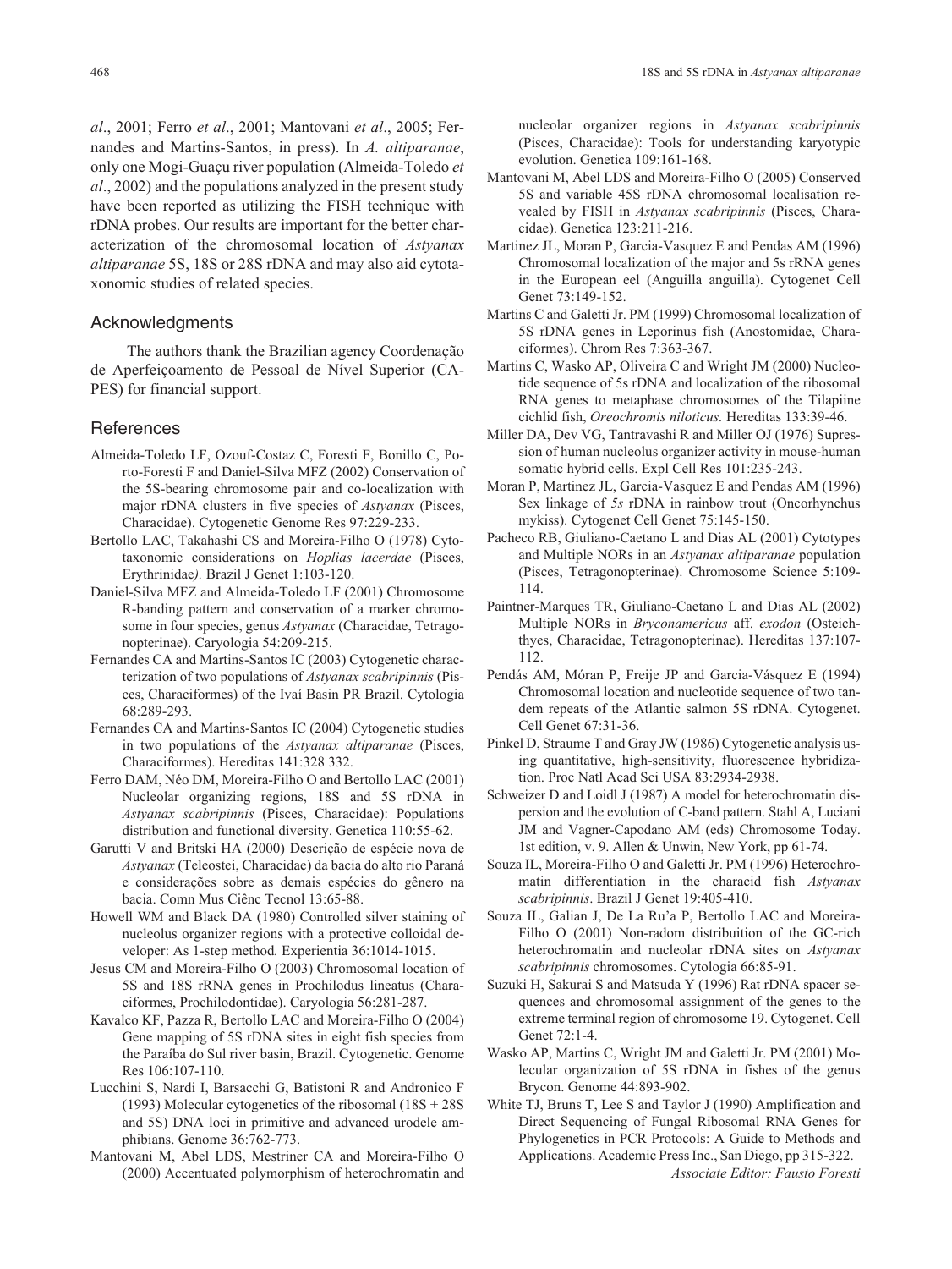*al*., 2001; Ferro *et al*., 2001; Mantovani *et al*., 2005; Fernandes and Martins-Santos, in press). In *A. altiparanae*, only one Mogi-Guaçu river population (Almeida-Toledo *et al*., 2002) and the populations analyzed in the present study have been reported as utilizing the FISH technique with rDNA probes. Our results are important for the better characterization of the chromosomal location of *Astyanax altiparanae* 5S, 18S or 28S rDNA and may also aid cytotaxonomic studies of related species.

## Acknowledgments

The authors thank the Brazilian agency Coordenação de Aperfeiçoamento de Pessoal de Nível Superior (CAPES) for financial support.

## References

Almeida-Toledo LF, Ozouf-Costaz C, Foresti F, Bonillo C, Porto-Foresti F and Daniel-Silva MFZ (2002) Conservation of the 5S-bearing chromosome pair and co-localization with major rDNA clusters in five species of *Astyanax* (Pisces, Characidae). Cytogenetic Genome Res 97:229-233.

Bertollo LAC, Takahashi CS and Moreira-Filho O (1978) Cytotaxonomic considerations on *Hoplias lacerdae* (Pisces, Erythrinidae*).* Brazil J Genet 1:103-120.

Daniel-Silva MFZ and Almeida-Toledo LF (2001) Chromosome R-banding pattern and conservation of a marker chromosome in four species, genus *Astyanax* (Characidae, Tetragonopterinae). Caryologia 54:209-215.

Fernandes CA and Martins-Santos IC (2003) Cytogenetic characterization of two populations of *Astyanax scabripinnis* (Pisces, Characiformes) of the Ivaí Basin PR Brazil. Cytologia 68:289-293.

Fernandes CA and Martins-Santos IC (2004) Cytogenetic studies in two populations of the *Astyanax altiparanae* (Pisces, Characiformes). Hereditas 141:328 332.

Ferro DAM, Néo DM, Moreira-Filho O and Bertollo LAC (2001) Nucleolar organizing regions, 18S and 5S rDNA in *Astyanax scabripinnis* (Pisces, Characidae): Populations distribution and functional diversity. Genetica 110:55-62.

Garutti V and Britski HA (2000) Descrição de espécie nova de *Astyanax* (Teleostei, Characidae) da bacia do alto rio Paraná e considerações sobre as demais espécies do gênero na bacia. Comn Mus Ciênc Tecnol 13:65-88.

Howell WM and Black DA (1980) Controlled silver staining of nucleolus organizer regions with a protective colloidal developer: As 1-step method*.* Experientia 36:1014-1015.

Jesus CM and Moreira-Filho O (2003) Chromosomal location of 5S and 18S rRNA genes in Prochilodus lineatus (Characiformes, Prochilodontidae). Caryologia 56:281-287.

Kavalco KF, Pazza R, Bertollo LAC and Moreira-Filho O (2004) Gene mapping of 5S rDNA sites in eight fish species from the Paraíba do Sul river basin, Brazil. Cytogenetic. Genome Res 106:107-110.

Lucchini S, Nardi I, Barsacchi G, Batistoni R and Andronico F (1993) Molecular cytogenetics of the ribosomal (18S + 28S and 5S) DNA loci in primitive and advanced urodele amphibians. Genome 36:762-773.

Mantovani M, Abel LDS, Mestriner CA and Moreira-Filho O (2000) Accentuated polymorphism of heterochromatin and nucleolar organizer regions in *Astyanax scabripinnis* (Pisces, Characidae): Tools for understanding karyotypic evolution. Genetica 109:161-168.

Mantovani M, Abel LDS and Moreira-Filho O (2005) Conserved 5S and variable 45S rDNA chromosomal localisation revealed by FISH in *Astyanax scabripinnis* (Pisces, Characidae). Genetica 123:211-216.

Martinez JL, Moran P, Garcia-Vasquez E and Pendas AM (1996) Chromosomal localization of the major and 5s rRNA genes in the European eel (Anguilla anguilla). Cytogenet Cell Genet 73:149-152.

Martins C and Galetti Jr. PM (1999) Chromosomal localization of 5S rDNA genes in Leporinus fish (Anostomidae, Characiformes). Chrom Res 7:363-367.

Martins C, Wasko AP, Oliveira C and Wright JM (2000) Nucleotide sequence of 5s rDNA and localization of the ribosomal RNA genes to metaphase chromosomes of the Tilapiine cichlid fish, *Oreochromis niloticus.* Hereditas 133:39-46.

Miller DA, Dev VG, Tantravashi R and Miller OJ (1976) Supression of human nucleolus organizer activity in mouse-human somatic hybrid cells. Expl Cell Res 101:235-243.

Moran P, Martinez JL, Garcia-Vasquez E and Pendas AM (1996) Sex linkage of *5s* rDNA in rainbow trout (Oncorhynchus mykiss). Cytogenet Cell Genet 75:145-150.

Pacheco RB, Giuliano-Caetano L and Dias AL (2001) Cytotypes and Multiple NORs in an *Astyanax altiparanae* population (Pisces, Tetragonopterinae). Chromosome Science 5:109-114.

Paintner-Marques TR, Giuliano-Caetano L and Dias AL (2002) Multiple NORs in *Bryconamericus* aff. *exodon* (Osteichthyes, Characidae, Tetragonopterinae). Hereditas 137:107-112.

Pendás AM, Móran P, Freije JP and Garcia-Vásquez E (1994) Chromosomal location and nucleotide sequence of two tandem repeats of the Atlantic salmon 5S rDNA. Cytogenet. Cell Genet 67:31-36.

Pinkel D, Straume T and Gray JW (1986) Cytogenetic analysis using quantitative, high-sensitivity, fluorescence hybridization. Proc Natl Acad Sci USA 83:2934-2938.

Schweizer D and Loidl J (1987) A model for heterochromatin dispersion and the evolution of C-band pattern. Stahl A, Luciani JM and Vagner-Capodano AM (eds) Chromosome Today. 1st edition, v. 9. Allen & Unwin, New York, pp 61-74.

Souza IL, Moreira-Filho O and Galetti Jr. PM (1996) Heterochromatin differentiation in the characid fish *Astyanax scabripinnis*. Brazil J Genet 19:405-410.

Souza IL, Galian J, De La Ru'a P, Bertollo LAC and Moreira-Filho O (2001) Non-radom distribuition of the GC-rich heterochromatin and nucleolar rDNA sites on *Astyanax scabripinnis* chromosomes. Cytologia 66:85-91.

Suzuki H, Sakurai S and Matsuda Y (1996) Rat rDNA spacer sequences and chromosomal assignment of the genes to the extreme terminal region of chromosome 19. Cytogenet. Cell Genet 72:1-4.

Wasko AP, Martins C, Wright JM and Galetti Jr. PM (2001) Molecular organization of 5S rDNA in fishes of the genus Brycon. Genome 44:893-902.

White TJ, Bruns T, Lee S and Taylor J (1990) Amplification and Direct Sequencing of Fungal Ribosomal RNA Genes for Phylogenetics in PCR Protocols: A Guide to Methods and Applications. Academic Press Inc., San Diego, pp 315-322.

*Associate Editor: Fausto Foresti*